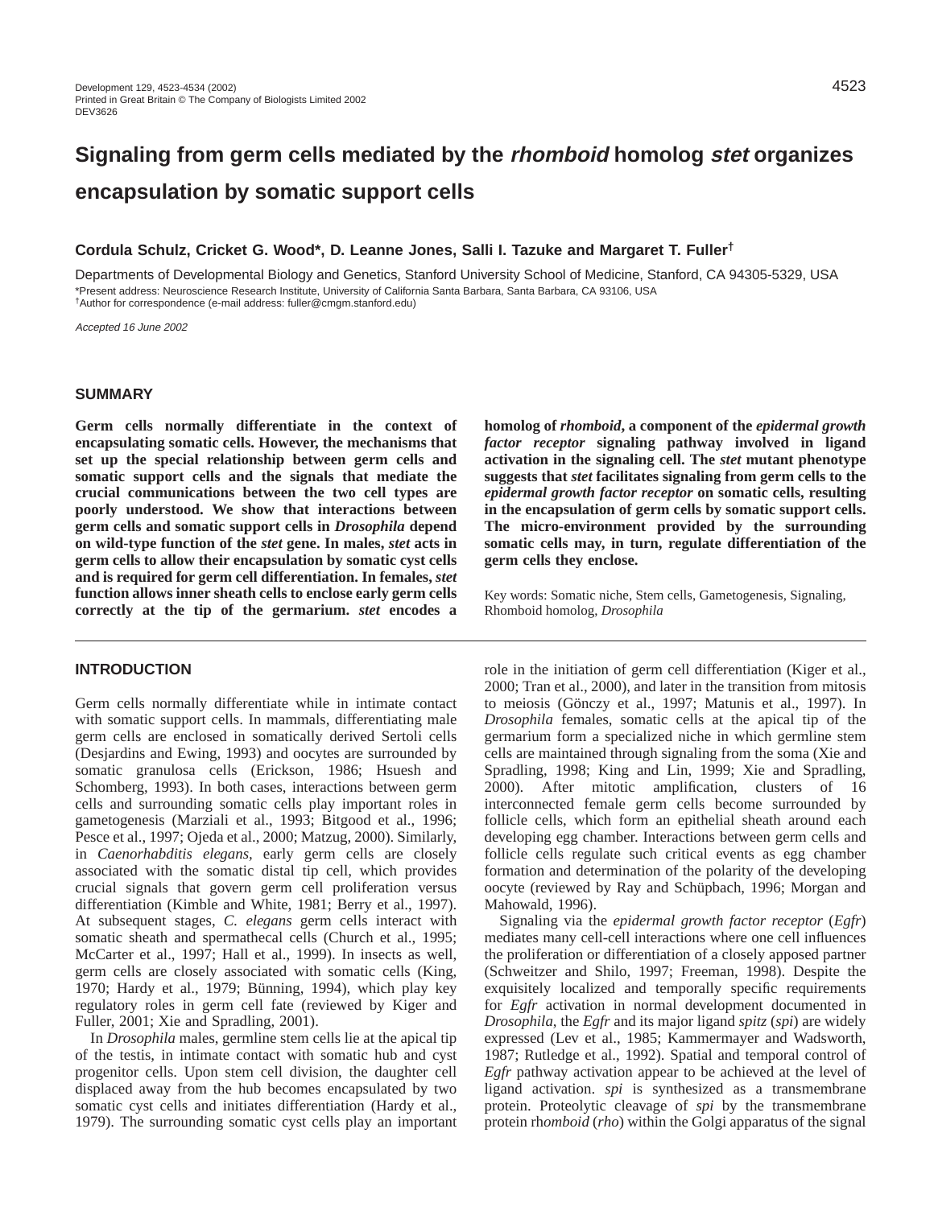# Signaling from germ cells mediated by the *rhomboid* homolog *stet* organizes encapsulation by somatic support cells

**Cordula Schulz, Cricket G. Wood*, D. Leanne Jones, Salli I. Tazuke and Margaret T. Fuller†**

Departments of Developmental Biology and Genetics, Stanford University School of Medicine, Stanford, CA 94305-5329, USA

*Present address: Neuroscience Research Institute, University of California Santa Barbara, Santa Barbara, CA 93106, USA

†Author for correspondence (e-mail address: fuller@cmgm.stanford.edu)

*Accepted 16 June 2002*

## SUMMARY

**Germ cells normally differentiate in the context of encapsulating somatic cells. However, the mechanisms that set up the special relationship between germ cells and somatic support cells and the signals that mediate the crucial communications between the two cell types are poorly understood. We show that interactions between germ cells and somatic support cells in *Drosophila* depend on wild-type function of the *stet* gene. In males, *stet* acts in germ cells to allow their encapsulation by somatic cyst cells and is required for germ cell differentiation. In females, *stet* function allows inner sheath cells to enclose early germ cells correctly at the tip of the germarium. *stet* encodes a homolog of *rhomboid*, a component of the *epidermal growth factor receptor* signaling pathway involved in ligand activation in the signaling cell. The *stet* mutant phenotype suggests that *stet* facilitates signaling from germ cells to the *epidermal growth factor receptor* on somatic cells, resulting in the encapsulation of germ cells by somatic support cells. The micro-environment provided by the surrounding somatic cells may, in turn, regulate differentiation of the germ cells they enclose.**

Key words: Somatic niche, Stem cells, Gametogenesis, Signaling, Rhomboid homolog, *Drosophila*

## INTRODUCTION

Germ cells normally differentiate while in intimate contact with somatic support cells. In mammals, differentiating male germ cells are enclosed in somatically derived Sertoli cells (Desjardins and Ewing, 1993) and oocytes are surrounded by somatic granulosa cells (Erickson, 1986; Hsuesh and Schomberg, 1993). In both cases, interactions between germ cells and surrounding somatic cells play important roles in gametogenesis (Marziali et al., 1993; Bitgood et al., 1996; Pesce et al., 1997; Ojeda et al., 2000; Matzug, 2000). Similarly, in *Caenorhabditis elegans*, early germ cells are closely associated with the somatic distal tip cell, which provides crucial signals that govern germ cell proliferation versus differentiation (Kimble and White, 1981; Berry et al., 1997). At subsequent stages, *C. elegans* germ cells interact with somatic sheath and spermathecal cells (Church et al., 1995; McCarter et al., 1997; Hall et al., 1999). In insects as well, germ cells are closely associated with somatic cells (King, 1970; Hardy et al., 1979; Bünning, 1994), which play key regulatory roles in germ cell fate (reviewed by Kiger and Fuller, 2001; Xie and Spradling, 2001).

In *Drosophila* males, germline stem cells lie at the apical tip of the testis, in intimate contact with somatic hub and cyst progenitor cells. Upon stem cell division, the daughter cell displaced away from the hub becomes encapsulated by two somatic cyst cells and initiates differentiation (Hardy et al., 1979). The surrounding somatic cyst cells play an important role in the initiation of germ cell differentiation (Kiger et al., 2000; Tran et al., 2000), and later in the transition from mitosis to meiosis (Gönczy et al., 1997; Matunis et al., 1997). In *Drosophila* females, somatic cells at the apical tip of the germarium form a specialized niche in which germline stem cells are maintained through signaling from the soma (Xie and Spradling, 1998; King and Lin, 1999; Xie and Spradling, 2000). After mitotic amplification, clusters of 16 interconnected female germ cells become surrounded by follicle cells, which form an epithelial sheath around each developing egg chamber. Interactions between germ cells and follicle cells regulate such critical events as egg chamber formation and determination of the polarity of the developing oocyte (reviewed by Ray and Schüpbach, 1996; Morgan and Mahowald, 1996).

Signaling via the *epidermal growth factor receptor* (*Egfr*) mediates many cell-cell interactions where one cell influences the proliferation or differentiation of a closely apposed partner (Schweitzer and Shilo, 1997; Freeman, 1998). Despite the exquisitely localized and temporally specific requirements for *Egfr* activation in normal development documented in *Drosophila*, the *Egfr* and its major ligand *spitz* (*spi*) are widely expressed (Lev et al., 1985; Kammermayer and Wadsworth, 1987; Rutledge et al., 1992). Spatial and temporal control of *Egfr* pathway activation appear to be achieved at the level of ligand activation. *spi* is synthesized as a transmembrane protein. Proteolytic cleavage of *spi* by the transmembrane protein rh*omboid* (*rho*) within the Golgi apparatus of the signal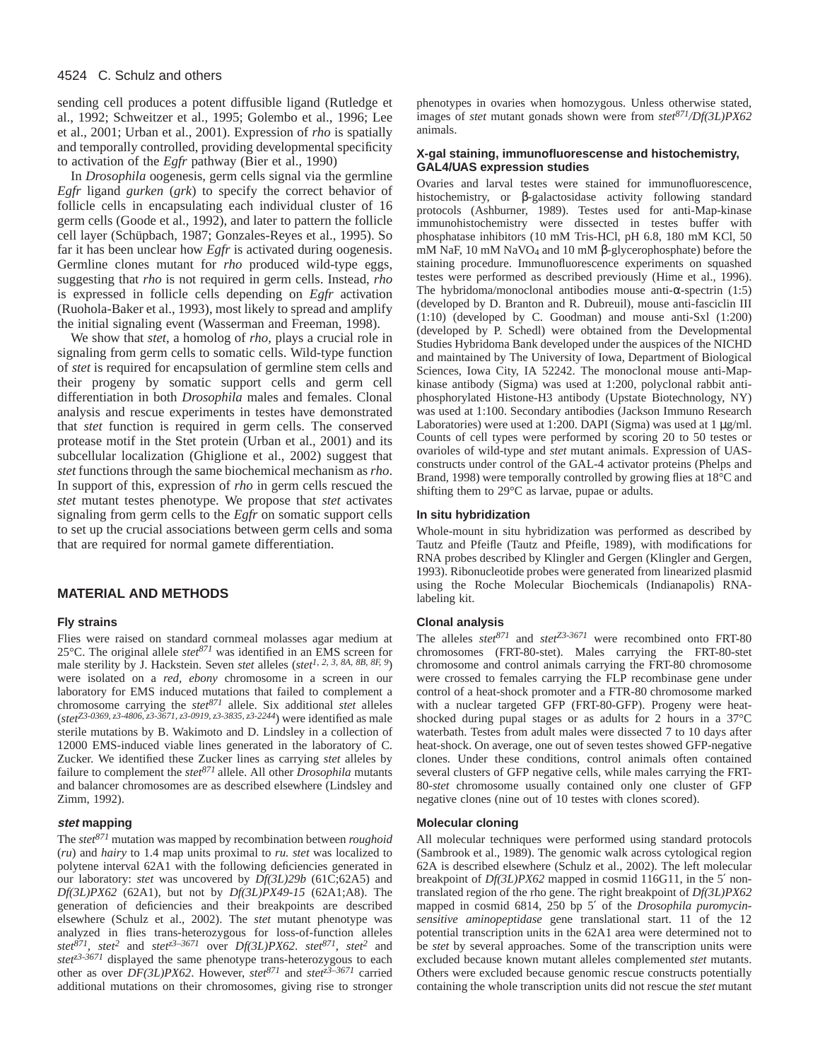sending cell produces a potent diffusible ligand (Rutledge et al., 1992; Schweitzer et al., 1995; Golembo et al., 1996; Lee et al., 2001; Urban et al., 2001). Expression of *rho* is spatially and temporally controlled, providing developmental specificity to activation of the *Egfr* pathway (Bier et al., 1990)

In *Drosophila* oogenesis, germ cells signal via the germline *Egfr* ligand *gurken* (*grk*) to specify the correct behavior of follicle cells in encapsulating each individual cluster of 16 germ cells (Goode et al., 1992), and later to pattern the follicle cell layer (Schüpbach, 1987; Gonzales-Reyes et al., 1995). So far it has been unclear how *Egfr* is activated during oogenesis. Germline clones mutant for *rho* produced wild-type eggs, suggesting that *rho* is not required in germ cells. Instead, *rho* is expressed in follicle cells depending on *Egfr* activation (Ruohola-Baker et al., 1993), most likely to spread and amplify the initial signaling event (Wasserman and Freeman, 1998).

We show that *stet*, a homolog of *rho*, plays a crucial role in signaling from germ cells to somatic cells. Wild-type function of *stet* is required for encapsulation of germline stem cells and their progeny by somatic support cells and germ cell differentiation in both *Drosophila* males and females. Clonal analysis and rescue experiments in testes have demonstrated that *stet* function is required in germ cells. The conserved protease motif in the Stet protein (Urban et al., 2001) and its subcellular localization (Ghiglione et al., 2002) suggest that *stet* functions through the same biochemical mechanism as *rho*. In support of this, expression of *rho* in germ cells rescued the *stet* mutant testes phenotype. We propose that *stet* activates signaling from germ cells to the *Egfr* on somatic support cells to set up the crucial associations between germ cells and soma that are required for normal gamete differentiation.

## MATERIAL AND METHODS

### Fly strains

Flies were raised on standard cornmeal molasses agar medium at 25°C. The original allele *stet*$^{871}$ was identified in an EMS screen for male sterility by J. Hackstein. Seven *stet* alleles (*stet*$^{1, 2, 3, 8A, 8B, 8F, 9}$) were isolated on a *red, ebony* chromosome in a screen in our laboratory for EMS induced mutations that failed to complement a chromosome carrying the *stet*$^{871}$ allele. Six additional *stet* alleles (*stet*$^{Z3\text{-}0369, z3\text{-}4806, z3\text{-}3671, z3\text{-}0919, z3\text{-}3835, z3\text{-}2244}$) were identified as male sterile mutations by B. Wakimoto and D. Lindsley in a collection of 12000 EMS-induced viable lines generated in the laboratory of C. Zucker. We identified these Zucker lines as carrying *stet* alleles by failure to complement the *stet*$^{871}$ allele. All other *Drosophila* mutants and balancer chromosomes are as described elsewhere (Lindsley and Zimm, 1992).

### *stet* mapping

The *stet*$^{871}$ mutation was mapped by recombination between *roughoid* (*ru*) and *hairy* to 1.4 map units proximal to *ru. stet* was localized to polytene interval 62A1 with the following deficiencies generated in our laboratory: *stet* was uncovered by *Df(3L)29b* (61C;62A5) and *Df(3L)PX62* (62A1), but not by *Df(3L)PX49-15* (62A1;A8). The generation of deficiencies and their breakpoints are described elsewhere (Schulz et al., 2002). The *stet* mutant phenotype was analyzed in flies trans-heterozygous for loss-of-function alleles *stet*$^{871}$, *stet*$^{2}$ and *stet*$^{z3\text{–}3671}$ over *Df(3L)PX62*. *stet*$^{871}$, *stet*$^{2}$ and *stet*$^{z3\text{-}3671}$ displayed the same phenotype trans-heterozygous to each other as over *DF(3L)PX62*. However, *stet*$^{871}$ and *stet*$^{z3\text{–}3671}$ carried additional mutations on their chromosomes, giving rise to stronger phenotypes in ovaries when homozygous. Unless otherwise stated, images of *stet* mutant gonads shown were from *stet*$^{871}$/*Df(3L)PX62* animals.

### X-gal staining, immunofluorescense and histochemistry, GAL4/UAS expression studies

Ovaries and larval testes were stained for immunofluorescence, histochemistry, or β-galactosidase activity following standard protocols (Ashburner, 1989). Testes used for anti-Map-kinase immunohistochemistry were dissected in testes buffer with phosphatase inhibitors (10 mM Tris-HCl, pH 6.8, 180 mM KCl, 50 mM NaF, 10 mM $NaVO_4$ and 10 mM β-glycerophosphate) before the staining procedure. Immunofluorescence experiments on squashed testes were performed as described previously (Hime et al., 1996). The hybridoma/monoclonal antibodies mouse anti-α-spectrin (1:5) (developed by D. Branton and R. Dubreuil), mouse anti-fasciclin III (1:10) (developed by C. Goodman) and mouse anti-Sxl (1:200) (developed by P. Schedl) were obtained from the Developmental Studies Hybridoma Bank developed under the auspices of the NICHD and maintained by The University of Iowa, Department of Biological Sciences, Iowa City, IA 52242. The monoclonal mouse anti-Map-kinase antibody (Sigma) was used at 1:200, polyclonal rabbit anti-phosphorylated Histone-H3 antibody (Upstate Biotechnology, NY) was used at 1:100. Secondary antibodies (Jackson Immuno Research Laboratories) were used at 1:200. DAPI (Sigma) was used at 1 μg/ml. Counts of cell types were performed by scoring 20 to 50 testes or ovarioles of wild-type and *stet* mutant animals. Expression of UAS-constructs under control of the GAL-4 activator proteins (Phelps and Brand, 1998) were temporally controlled by growing flies at 18°C and shifting them to 29°C as larvae, pupae or adults.

### In situ hybridization

Whole-mount in situ hybridization was performed as described by Tautz and Pfeifle (Tautz and Pfeifle, 1989), with modifications for RNA probes described by Klingler and Gergen (Klingler and Gergen, 1993). Ribonucleotide probes were generated from linearized plasmid using the Roche Molecular Biochemicals (Indianapolis) RNA-labeling kit.

### Clonal analysis

The alleles *stet*$^{871}$ and *stet*$^{Z3\text{-}3671}$ were recombined onto FRT-80 chromosomes (FRT-80-stet). Males carrying the FRT-80-stet chromosome and control animals carrying the FRT-80 chromosome were crossed to females carrying the FLP recombinase gene under control of a heat-shock promoter and a FTR-80 chromosome marked with a nuclear targeted GFP (FRT-80-GFP). Progeny were heat-shocked during pupal stages or as adults for 2 hours in a 37°C waterbath. Testes from adult males were dissected 7 to 10 days after heat-shock. On average, one out of seven testes showed GFP-negative clones. Under these conditions, control animals often contained several clusters of GFP negative cells, while males carrying the FRT-80-*stet* chromosome usually contained only one cluster of GFP negative clones (nine out of 10 testes with clones scored).

### Molecular cloning

All molecular techniques were performed using standard protocols (Sambrook et al., 1989). The genomic walk across cytological region 62A is described elsewhere (Schulz et al., 2002). The left molecular breakpoint of *Df(3L)PX62* mapped in cosmid 116G11, in the 5′ non-translated region of the rho gene. The right breakpoint of *Df(3L)PX62* mapped in cosmid 6814, 250 bp 5′ of the *Drosophila puromycin-sensitive aminopeptidase* gene translational start. 11 of the 12 potential transcription units in the 62A1 area were determined not to be *stet* by several approaches. Some of the transcription units were excluded because known mutant alleles complemented *stet* mutants. Others were excluded because genomic rescue constructs potentially containing the whole transcription units did not rescue the *stet* mutant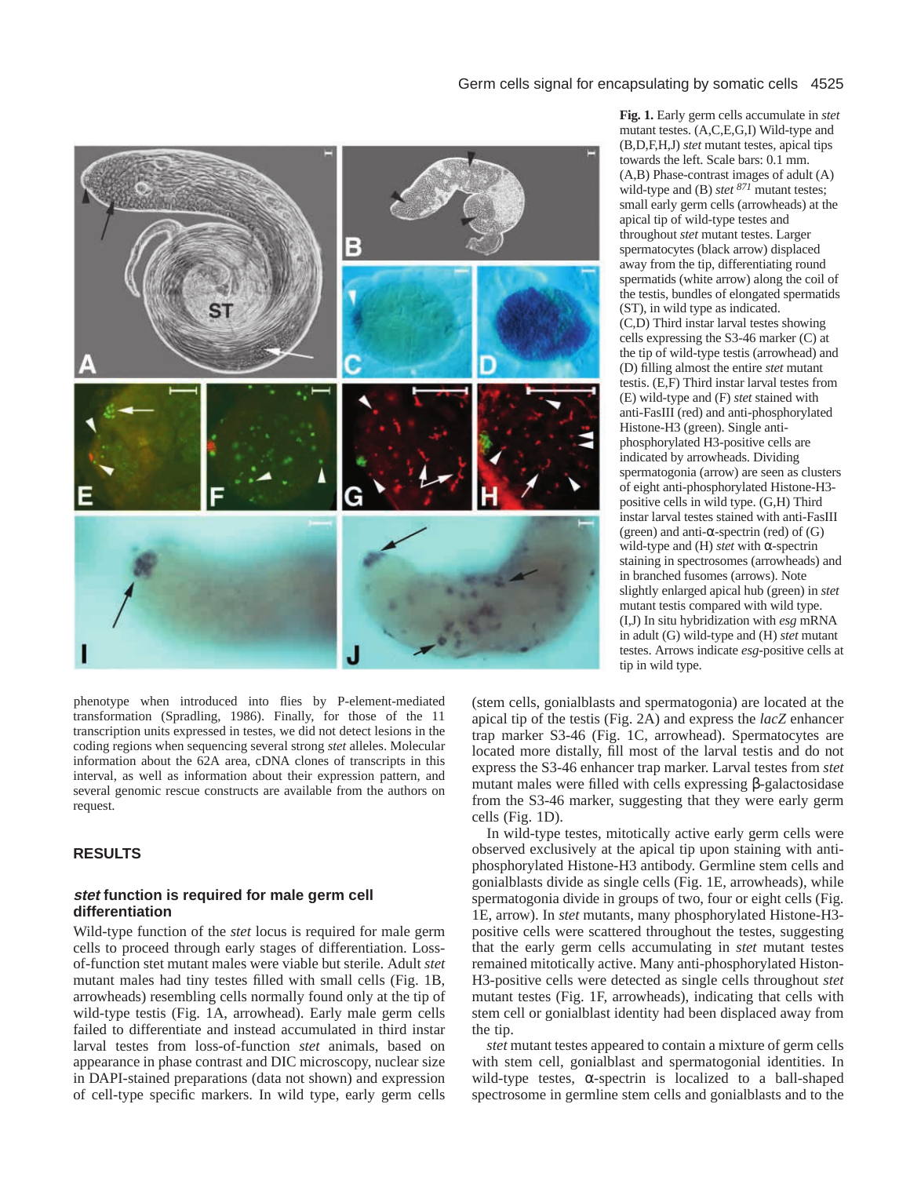**Fig. 1.** Early germ cells accumulate in *stet* mutant testes. (A,C,E,G,I) Wild-type and (B,D,F,H,J) *stet* mutant testes, apical tips towards the left. Scale bars: 0.1 mm. (A,B) Phase-contrast images of adult (A) wild-type and (B) *stet* [871] mutant testes; small early germ cells (arrowheads) at the apical tip of wild-type testes and throughout *stet* mutant testes. Larger spermatocytes (black arrow) displaced away from the tip, differentiating round spermatids (white arrow) along the coil of the testis, bundles of elongated spermatids (ST), in wild type as indicated. (C,D) Third instar larval testes showing cells expressing the S3-46 marker (C) at the tip of wild-type testis (arrowhead) and (D) filling almost the entire *stet* mutant testis. (E,F) Third instar larval testes from (E) wild-type and (F) *stet* stained with anti-FasIII (red) and anti-phosphorylated Histone-H3 (green). Single anti-phosphorylated H3-positive cells are indicated by arrowheads. Dividing spermatogonia (arrow) are seen as clusters of eight anti-phosphorylated Histone-H3-positive cells in wild type. (G,H) Third instar larval testes stained with anti-FasIII (green) and anti-α-spectrin (red) of (G) wild-type and (H) *stet* with α-spectrin staining in spectrosomes (arrowheads) and in branched fusomes (arrows). Note slightly enlarged apical hub (green) in *stet* mutant testis compared with wild type. (I,J) In situ hybridization with *esg* mRNA in adult (G) wild-type and (H) *stet* mutant testes. Arrows indicate *esg*-positive cells at tip in wild type.

phenotype when introduced into flies by P-element-mediated transformation (Spradling, 1986). Finally, for those of the 11 transcription units expressed in testes, we did not detect lesions in the coding regions when sequencing several strong *stet* alleles. Molecular information about the 62A area, cDNA clones of transcripts in this interval, as well as information about their expression pattern, and several genomic rescue constructs are available from the authors on request.

## RESULTS

### *stet* function is required for male germ cell differentiation

Wild-type function of the *stet* locus is required for male germ cells to proceed through early stages of differentiation. Loss-of-function stet mutant males were viable but sterile. Adult *stet* mutant males had tiny testes filled with small cells (Fig. 1B, arrowheads) resembling cells normally found only at the tip of wild-type testis (Fig. 1A, arrowhead). Early male germ cells failed to differentiate and instead accumulated in third instar larval testes from loss-of-function *stet* animals, based on appearance in phase contrast and DIC microscopy, nuclear size in DAPI-stained preparations (data not shown) and expression of cell-type specific markers. In wild type, early germ cells (stem cells, gonialblasts and spermatogonia) are located at the apical tip of the testis (Fig. 2A) and express the *lacZ* enhancer trap marker S3-46 (Fig. 1C, arrowhead). Spermatocytes are located more distally, fill most of the larval testis and do not express the S3-46 enhancer trap marker. Larval testes from *stet* mutant males were filled with cells expressing β-galactosidase from the S3-46 marker, suggesting that they were early germ cells (Fig. 1D).

In wild-type testes, mitotically active early germ cells were observed exclusively at the apical tip upon staining with anti-phosphorylated Histone-H3 antibody. Germline stem cells and gonialblasts divide as single cells (Fig. 1E, arrowheads), while spermatogonia divide in groups of two, four or eight cells (Fig. 1E, arrow). In *stet* mutants, many phosphorylated Histone-H3-positive cells were scattered throughout the testes, suggesting that the early germ cells accumulating in *stet* mutant testes remained mitotically active. Many anti-phosphorylated Histon-H3-positive cells were detected as single cells throughout *stet* mutant testes (Fig. 1F, arrowheads), indicating that cells with stem cell or gonialblast identity had been displaced away from the tip.

*stet* mutant testes appeared to contain a mixture of germ cells with stem cell, gonialblast and spermatogonial identities. In wild-type testes, α-spectrin is localized to a ball-shaped spectrosome in germline stem cells and gonialblasts and to the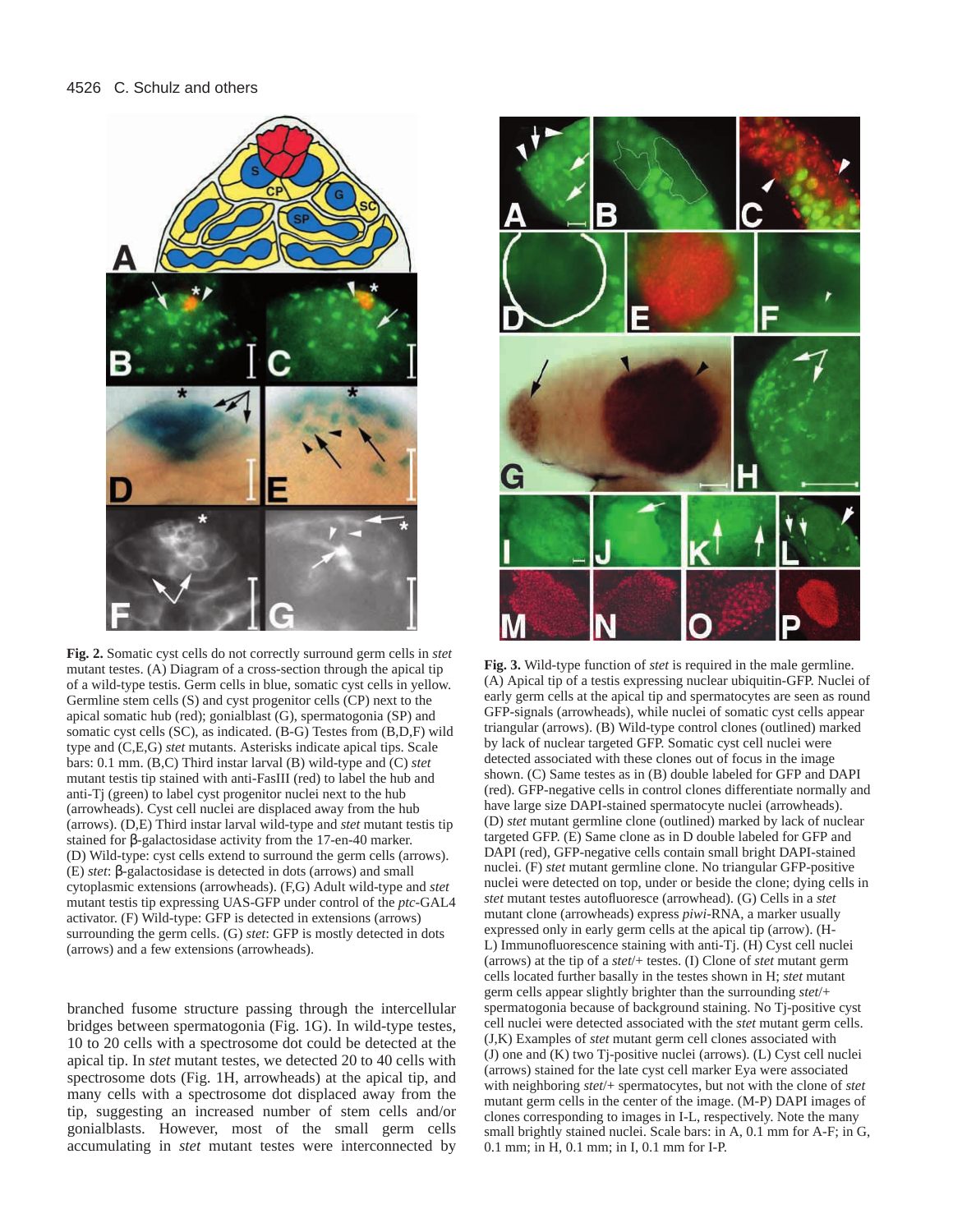**Fig. 2.** Somatic cyst cells do not correctly surround germ cells in *stet* mutant testes. (A) Diagram of a cross-section through the apical tip of a wild-type testis. Germ cells in blue, somatic cyst cells in yellow. Germline stem cells (S) and cyst progenitor cells (CP) next to the apical somatic hub (red); gonialblast (G), spermatogonia (SP) and somatic cyst cells (SC), as indicated. (B-G) Testes from (B,D,F) wild type and (C,E,G) *stet* mutants. Asterisks indicate apical tips. Scale bars: 0.1 mm. (B,C) Third instar larval (B) wild-type and (C) *stet* mutant testis tip stained with anti-FasIII (red) to label the hub and anti-Tj (green) to label cyst progenitor nuclei next to the hub (arrowheads). Cyst cell nuclei are displaced away from the hub (arrows). (D,E) Third instar larval wild-type and *stet* mutant testis tip stained for β-galactosidase activity from the 17-en-40 marker. (D) Wild-type: cyst cells extend to surround the germ cells (arrows). (E) *stet*: β-galactosidase is detected in dots (arrows) and small cytoplasmic extensions (arrowheads). (F,G) Adult wild-type and *stet* mutant testis tip expressing UAS-GFP under control of the *ptc*-GAL4 activator. (F) Wild-type: GFP is detected in extensions (arrows) surrounding the germ cells. (G) *stet*: GFP is mostly detected in dots (arrows) and a few extensions (arrowheads).

branched fusome structure passing through the intercellular bridges between spermatogonia (Fig. 1G). In wild-type testes, 10 to 20 cells with a spectrosome dot could be detected at the apical tip. In *stet* mutant testes, we detected 20 to 40 cells with spectrosome dots (Fig. 1H, arrowheads) at the apical tip, and many cells with a spectrosome dot displaced away from the tip, suggesting an increased number of stem cells and/or gonialblasts. However, most of the small germ cells accumulating in *stet* mutant testes were interconnected by

**Fig. 3.** Wild-type function of *stet* is required in the male germline. (A) Apical tip of a testis expressing nuclear ubiquitin-GFP. Nuclei of early germ cells at the apical tip and spermatocytes are seen as round GFP-signals (arrowheads), while nuclei of somatic cyst cells appear triangular (arrows). (B) Wild-type control clones (outlined) marked by lack of nuclear targeted GFP. Somatic cyst cell nuclei were detected associated with these clones out of focus in the image shown. (C) Same testes as in (B) double labeled for GFP and DAPI (red). GFP-negative cells in control clones differentiate normally and have large size DAPI-stained spermatocyte nuclei (arrowheads). (D) *stet* mutant germline clone (outlined) marked by lack of nuclear targeted GFP. (E) Same clone as in D double labeled for GFP and DAPI (red), GFP-negative cells contain small bright DAPI-stained nuclei. (F) *stet* mutant germline clone. No triangular GFP-positive nuclei were detected on top, under or beside the clone; dying cells in *stet* mutant testes autofluoresce (arrowhead). (G) Cells in a *stet* mutant clone (arrowheads) express *piwi*-RNA, a marker usually expressed only in early germ cells at the apical tip (arrow). (H-L) Immunofluorescence staining with anti-Tj. (H) Cyst cell nuclei (arrows) at the tip of a *stet*/+ testes. (I) Clone of *stet* mutant germ cells located further basally in the testes shown in H; *stet* mutant germ cells appear slightly brighter than the surrounding *stet*/+ spermatogonia because of background staining. No Tj-positive cyst cell nuclei were detected associated with the *stet* mutant germ cells. (J,K) Examples of *stet* mutant germ cell clones associated with (J) one and (K) two Tj-positive nuclei (arrows). (L) Cyst cell nuclei (arrows) stained for the late cyst cell marker Eya were associated with neighboring *stet*/+ spermatocytes, but not with the clone of *stet* mutant germ cells in the center of the image. (M-P) DAPI images of clones corresponding to images in I-L, respectively. Note the many small brightly stained nuclei. Scale bars: in A, 0.1 mm for A-F; in G, 0.1 mm; in H, 0.1 mm; in I, 0.1 mm for I-P.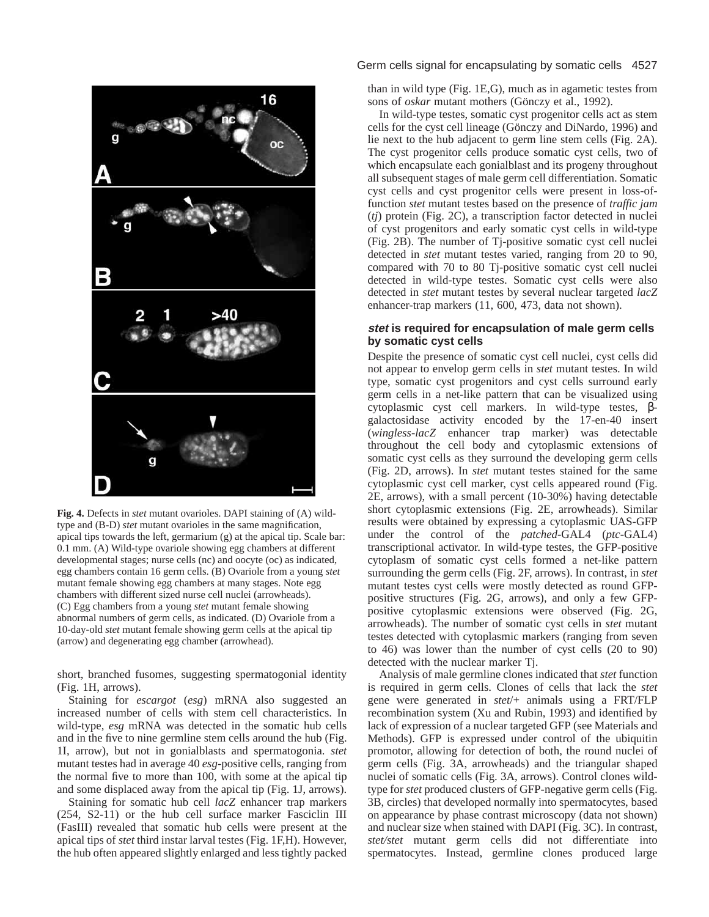**Fig. 4.** Defects in *stet* mutant ovarioles. DAPI staining of (A) wild-type and (B-D) *stet* mutant ovarioles in the same magnification, apical tips towards the left, germarium (g) at the apical tip. Scale bar: 0.1 mm. (A) Wild-type ovariole showing egg chambers at different developmental stages; nurse cells (nc) and oocyte (oc) as indicated, egg chambers contain 16 germ cells. (B) Ovariole from a young *stet* mutant female showing egg chambers at many stages. Note egg chambers with different sized nurse cell nuclei (arrowheads). (C) Egg chambers from a young *stet* mutant female showing abnormal numbers of germ cells, as indicated. (D) Ovariole from a 10-day-old *stet* mutant female showing germ cells at the apical tip (arrow) and degenerating egg chamber (arrowhead).

short, branched fusomes, suggesting spermatogonial identity (Fig. 1H, arrows).

Staining for *escargot* (*esg*) mRNA also suggested an increased number of cells with stem cell characteristics. In wild-type, *esg* mRNA was detected in the somatic hub cells and in the five to nine germline stem cells around the hub (Fig. 1I, arrow), but not in gonialblasts and spermatogonia. *stet* mutant testes had in average 40 *esg*-positive cells, ranging from the normal five to more than 100, with some at the apical tip and some displaced away from the apical tip (Fig. 1J, arrows).

Staining for somatic hub cell *lacZ* enhancer trap markers (254, S2-11) or the hub cell surface marker Fasciclin III (FasIII) revealed that somatic hub cells were present at the apical tips of *stet* third instar larval testes (Fig. 1F,H). However, the hub often appeared slightly enlarged and less tightly packed than in wild type (Fig. 1E,G), much as in agametic testes from sons of *oskar* mutant mothers (Gönczy et al., 1992).

In wild-type testes, somatic cyst progenitor cells act as stem cells for the cyst cell lineage (Gönczy and DiNardo, 1996) and lie next to the hub adjacent to germ line stem cells (Fig. 2A). The cyst progenitor cells produce somatic cyst cells, two of which encapsulate each gonialblast and its progeny throughout all subsequent stages of male germ cell differentiation. Somatic cyst cells and cyst progenitor cells were present in loss-of-function *stet* mutant testes based on the presence of *traffic jam* (*tj*) protein (Fig. 2C), a transcription factor detected in nuclei of cyst progenitors and early somatic cyst cells in wild-type (Fig. 2B). The number of Tj-positive somatic cyst cell nuclei detected in *stet* mutant testes varied, ranging from 20 to 90, compared with 70 to 80 Tj-positive somatic cyst cell nuclei detected in wild-type testes. Somatic cyst cells were also detected in *stet* mutant testes by several nuclear targeted *lacZ* enhancer-trap markers (11, 600, 473, data not shown).

### *stet* is required for encapsulation of male germ cells by somatic cyst cells

Despite the presence of somatic cyst cell nuclei, cyst cells did not appear to envelop germ cells in *stet* mutant testes. In wild type, somatic cyst progenitors and cyst cells surround early germ cells in a net-like pattern that can be visualized using cytoplasmic cyst cell markers. In wild-type testes, β-galactosidase activity encoded by the 17-en-40 insert (*wingless-lacZ* enhancer trap marker) was detectable throughout the cell body and cytoplasmic extensions of somatic cyst cells as they surround the developing germ cells (Fig. 2D, arrows). In *stet* mutant testes stained for the same cytoplasmic cyst cell marker, cyst cells appeared round (Fig. 2E, arrows), with a small percent (10-30%) having detectable short cytoplasmic extensions (Fig. 2E, arrowheads). Similar results were obtained by expressing a cytoplasmic UAS-GFP under the control of the *patched*-GAL4 (*ptc*-GAL4) transcriptional activator. In wild-type testes, the GFP-positive cytoplasm of somatic cyst cells formed a net-like pattern surrounding the germ cells (Fig. 2F, arrows). In contrast, in *stet* mutant testes cyst cells were mostly detected as round GFP-positive structures (Fig. 2G, arrows), and only a few GFP-positive cytoplasmic extensions were observed (Fig. 2G, arrowheads). The number of somatic cyst cells in *stet* mutant testes detected with cytoplasmic markers (ranging from seven to 46) was lower than the number of cyst cells (20 to 90) detected with the nuclear marker Tj.

Analysis of male germline clones indicated that *stet* function is required in germ cells. Clones of cells that lack the *stet* gene were generated in *stet*/+ animals using a FRT/FLP recombination system (Xu and Rubin, 1993) and identified by lack of expression of a nuclear targeted GFP (see Materials and Methods). GFP is expressed under control of the ubiquitin promotor, allowing for detection of both, the round nuclei of germ cells (Fig. 3A, arrowheads) and the triangular shaped nuclei of somatic cells (Fig. 3A, arrows). Control clones wild-type for *stet* produced clusters of GFP-negative germ cells (Fig. 3B, circles) that developed normally into spermatocytes, based on appearance by phase contrast microscopy (data not shown) and nuclear size when stained with DAPI (Fig. 3C). In contrast, *stet/stet* mutant germ cells did not differentiate into spermatocytes. Instead, germline clones produced large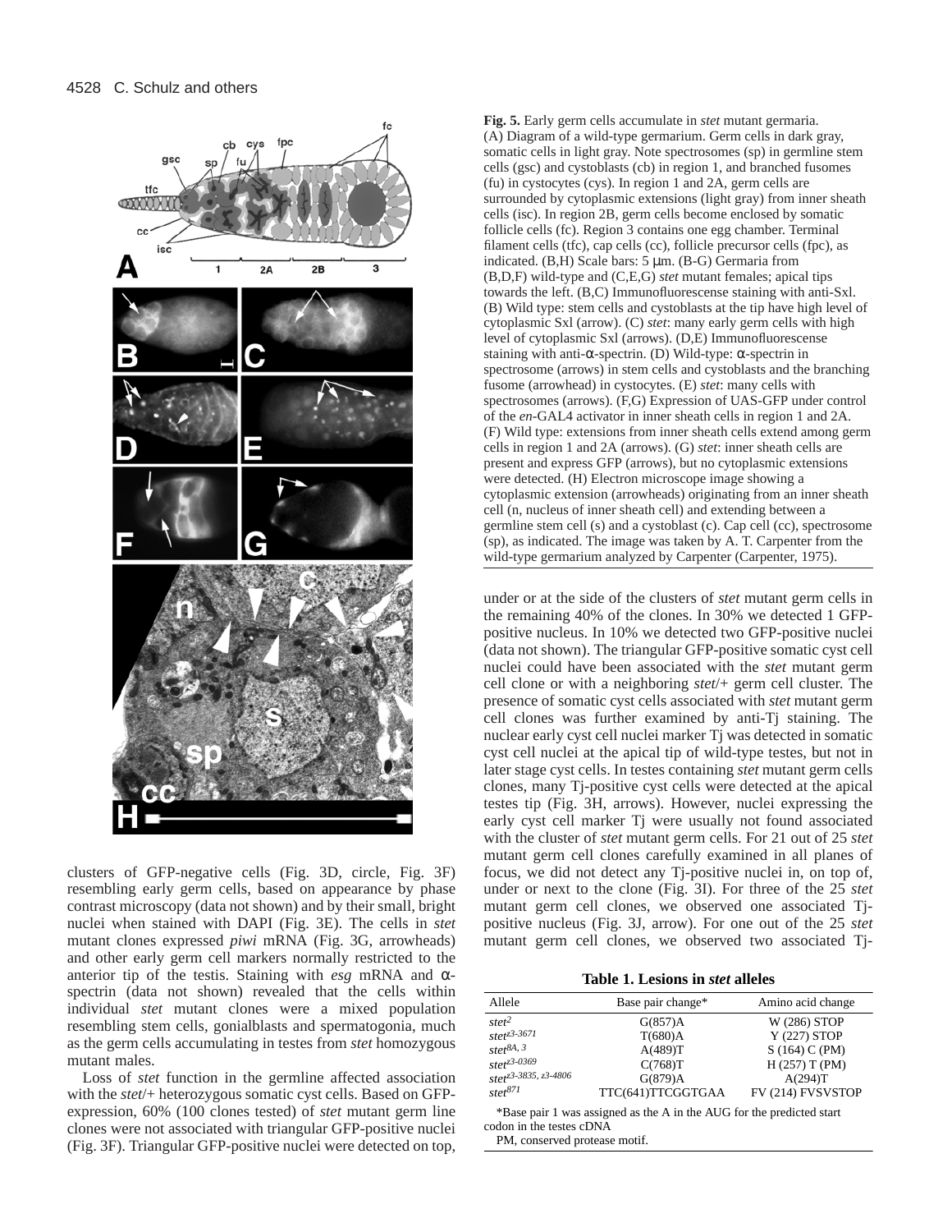**Fig. 5.** Early germ cells accumulate in *stet* mutant germaria. (A) Diagram of a wild-type germarium. Germ cells in dark gray, somatic cells in light gray. Note spectrosomes (sp) in germline stem cells (gsc) and cystoblasts (cb) in region 1, and branched fusomes (fu) in cystocytes (cys). In region 1 and 2A, germ cells are surrounded by cytoplasmic extensions (light gray) from inner sheath cells (isc). In region 2B, germ cells become enclosed by somatic follicle cells (fc). Region 3 contains one egg chamber. Terminal filament cells (tfc), cap cells (cc), follicle precursor cells (fpc), as indicated. (B,H) Scale bars: 5 μm. (B-G) Germaria from (B,D,F) wild-type and (C,E,G) *stet* mutant females; apical tips towards the left. (B,C) Immunofluorescense staining with anti-Sxl. (B) Wild type: stem cells and cystoblasts at the tip have high level of cytoplasmic Sxl (arrow). (C) *stet*: many early germ cells with high level of cytoplasmic Sxl (arrows). (D,E) Immunofluorescense staining with anti-α-spectrin. (D) Wild-type: α-spectrin in spectrosome (arrows) in stem cells and cystoblasts and the branching fusome (arrowhead) in cystocytes. (E) *stet*: many cells with spectrosomes (arrows). (F,G) Expression of UAS-GFP under control of the *en*-GAL4 activator in inner sheath cells in region 1 and 2A. (F) Wild type: extensions from inner sheath cells extend among germ cells in region 1 and 2A (arrows). (G) *stet*: inner sheath cells are present and express GFP (arrows), but no cytoplasmic extensions were detected. (H) Electron microscope image showing a cytoplasmic extension (arrowheads) originating from an inner sheath cell (n, nucleus of inner sheath cell) and extending between a germline stem cell (s) and a cystoblast (c). Cap cell (cc), spectrosome (sp), as indicated. The image was taken by A. T. Carpenter from the wild-type germarium analyzed by Carpenter (Carpenter, 1975).

clusters of GFP-negative cells (Fig. 3D, circle, Fig. 3F) resembling early germ cells, based on appearance by phase contrast microscopy (data not shown) and by their small, bright nuclei when stained with DAPI (Fig. 3E). The cells in *stet* mutant clones expressed *piwi* mRNA (Fig. 3G, arrowheads) and other early germ cell markers normally restricted to the anterior tip of the testis. Staining with *esg* mRNA and α-spectrin (data not shown) revealed that the cells within individual *stet* mutant clones were a mixed population resembling stem cells, gonialblasts and spermatogonia, much as the germ cells accumulating in testes from *stet* homozygous mutant males.

Loss of *stet* function in the germline affected association with the *stet*/+ heterozygous somatic cyst cells. Based on GFP-expression, 60% (100 clones tested) of *stet* mutant germ line clones were not associated with triangular GFP-positive nuclei (Fig. 3F). Triangular GFP-positive nuclei were detected on top, under or at the side of the clusters of *stet* mutant germ cells in the remaining 40% of the clones. In 30% we detected 1 GFP-positive nucleus. In 10% we detected two GFP-positive nuclei (data not shown). The triangular GFP-positive somatic cyst cell nuclei could have been associated with the *stet* mutant germ cell clone or with a neighboring *stet*/+ germ cell cluster. The presence of somatic cyst cells associated with *stet* mutant germ cell clones was further examined by anti-Tj staining. The nuclear early cyst cell nuclei marker Tj was detected in somatic cyst cell nuclei at the apical tip of wild-type testes, but not in later stage cyst cells. In testes containing *stet* mutant germ cells clones, many Tj-positive cyst cells were detected at the apical testes tip (Fig. 3H, arrows). However, nuclei expressing the early cyst cell marker Tj were usually not found associated with the cluster of *stet* mutant germ cells. For 21 out of 25 *stet* mutant germ cell clones carefully examined in all planes of focus, we did not detect any Tj-positive nuclei in, on top of, under or next to the clone (Fig. 3I). For three of the 25 *stet* mutant germ cell clones, we observed one associated Tj-positive nucleus (Fig. 3J, arrow). For one out of the 25 *stet* mutant germ cell clones, we observed two associated Tj-

**Table 1. Lesions in *stet* alleles**

| Allele | Base pair change* | Amino acid change |
|---|---|---|
| $stet^{2}$ | G(857)A | W (286) STOP |
| $stet^{z3\text{-}3671}$ | T(680)A | Y (227) STOP |
| $stet^{8A,3}$ | A(489)T | S (164) C (PM) |
| $stet^{z3\text{-}0369}$ | C(768)T | H (257) T (PM) |
| $stet^{z3\text{-}3835,\,z3\text{-}4806}$ | G(879)A | A(294)T |
| $stet^{871}$ | TTC(641)TTCGGTGAA | FV (214) FVSVSTOP |

*Base pair 1 was assigned as the A in the AUG for the predicted start codon in the testes cDNA

PM, conserved protease motif.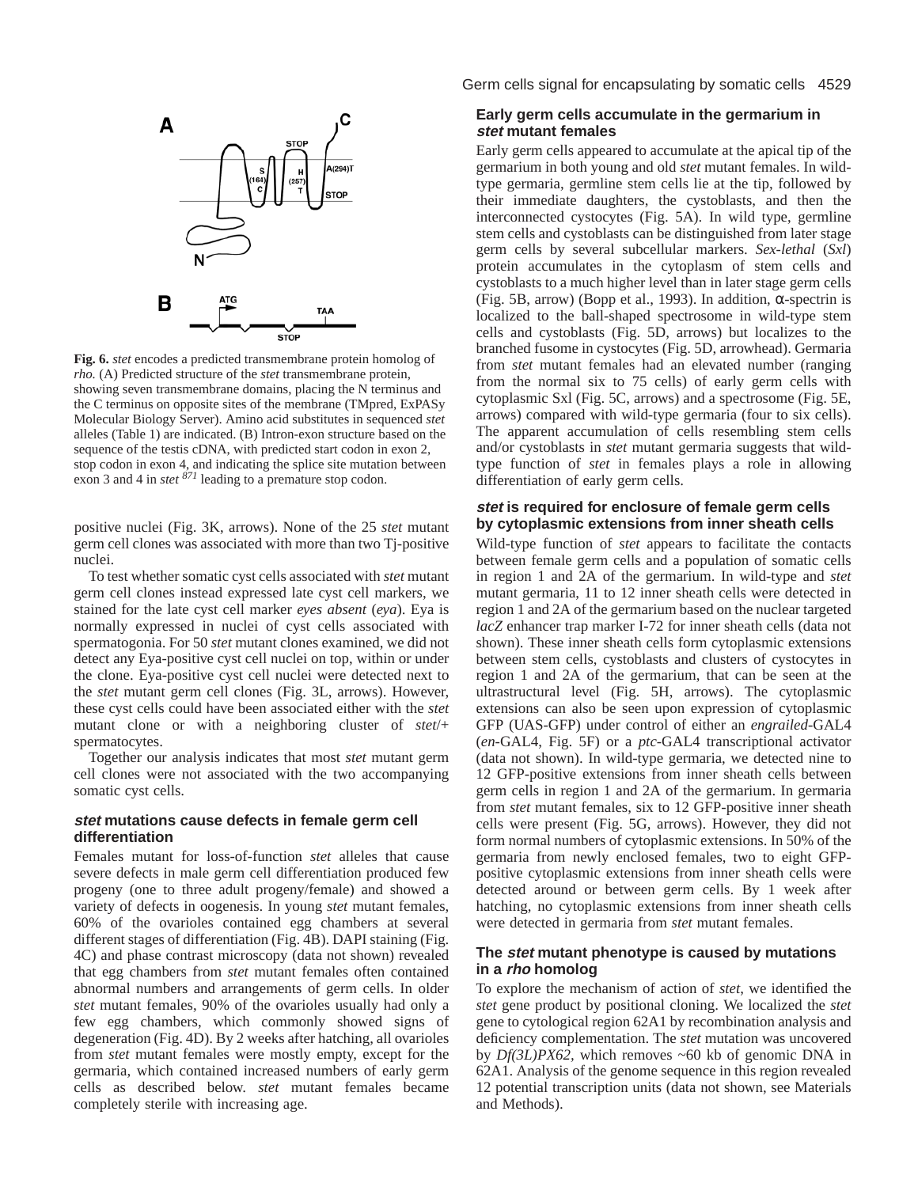Fig. 6. *stet* encodes a predicted transmembrane protein homolog of *rho.* (A) Predicted structure of the *stet* transmembrane protein, showing seven transmembrane domains, placing the N terminus and the C terminus on opposite sites of the membrane (TMpred, ExPASy Molecular Biology Server). Amino acid substitutes in sequenced *stet* alleles (Table 1) are indicated. (B) Intron-exon structure based on the sequence of the testis cDNA, with predicted start codon in exon 2, stop codon in exon 4, and indicating the splice site mutation between exon 3 and 4 in *stet* [871] leading to a premature stop codon.

positive nuclei (Fig. 3K, arrows). None of the 25 *stet* mutant germ cell clones was associated with more than two Tj-positive nuclei.

To test whether somatic cyst cells associated with *stet* mutant germ cell clones instead expressed late cyst cell markers, we stained for the late cyst cell marker *eyes absent* (*eya*). Eya is normally expressed in nuclei of cyst cells associated with spermatogonia. For 50 *stet* mutant clones examined, we did not detect any Eya-positive cyst cell nuclei on top, within or under the clone. Eya-positive cyst cell nuclei were detected next to the *stet* mutant germ cell clones (Fig. 3L, arrows). However, these cyst cells could have been associated either with the *stet* mutant clone or with a neighboring cluster of *stet*/+ spermatocytes.

Together our analysis indicates that most *stet* mutant germ cell clones were not associated with the two accompanying somatic cyst cells.

### *stet* mutations cause defects in female germ cell differentiation

Females mutant for loss-of-function *stet* alleles that cause severe defects in male germ cell differentiation produced few progeny (one to three adult progeny/female) and showed a variety of defects in oogenesis. In young *stet* mutant females, 60% of the ovarioles contained egg chambers at several different stages of differentiation (Fig. 4B). DAPI staining (Fig. 4C) and phase contrast microscopy (data not shown) revealed that egg chambers from *stet* mutant females often contained abnormal numbers and arrangements of germ cells. In older *stet* mutant females, 90% of the ovarioles usually had only a few egg chambers, which commonly showed signs of degeneration (Fig. 4D). By 2 weeks after hatching, all ovarioles from *stet* mutant females were mostly empty, except for the germaria, which contained increased numbers of early germ cells as described below. *stet* mutant females became completely sterile with increasing age.

### Early germ cells accumulate in the germarium in *stet* mutant females

Early germ cells appeared to accumulate at the apical tip of the germarium in both young and old *stet* mutant females. In wild-type germaria, germline stem cells lie at the tip, followed by their immediate daughters, the cystoblasts, and then the interconnected cystocytes (Fig. 5A). In wild type, germline stem cells and cystoblasts can be distinguished from later stage germ cells by several subcellular markers. *Sex-lethal* (*Sxl*) protein accumulates in the cytoplasm of stem cells and cystoblasts to a much higher level than in later stage germ cells (Fig. 5B, arrow) (Bopp et al., 1993). In addition, α-spectrin is localized to the ball-shaped spectrosome in wild-type stem cells and cystoblasts (Fig. 5D, arrows) but localizes to the branched fusome in cystocytes (Fig. 5D, arrowhead). Germaria from *stet* mutant females had an elevated number (ranging from the normal six to 75 cells) of early germ cells with cytoplasmic Sxl (Fig. 5C, arrows) and a spectrosome (Fig. 5E, arrows) compared with wild-type germaria (four to six cells). The apparent accumulation of cells resembling stem cells and/or cystoblasts in *stet* mutant germaria suggests that wild-type function of *stet* in females plays a role in allowing differentiation of early germ cells.

### *stet* is required for enclosure of female germ cells by cytoplasmic extensions from inner sheath cells

Wild-type function of *stet* appears to facilitate the contacts between female germ cells and a population of somatic cells in region 1 and 2A of the germarium. In wild-type and *stet* mutant germaria, 11 to 12 inner sheath cells were detected in region 1 and 2A of the germarium based on the nuclear targeted *lacZ* enhancer trap marker I-72 for inner sheath cells (data not shown). These inner sheath cells form cytoplasmic extensions between stem cells, cystoblasts and clusters of cystocytes in region 1 and 2A of the germarium, that can be seen at the ultrastructural level (Fig. 5H, arrows). The cytoplasmic extensions can also be seen upon expression of cytoplasmic GFP (UAS-GFP) under control of either an *engrailed*-GAL4 (*en*-GAL4, Fig. 5F) or a *ptc*-GAL4 transcriptional activator (data not shown). In wild-type germaria, we detected nine to 12 GFP-positive extensions from inner sheath cells between germ cells in region 1 and 2A of the germarium. In germaria from *stet* mutant females, six to 12 GFP-positive inner sheath cells were present (Fig. 5G, arrows). However, they did not form normal numbers of cytoplasmic extensions. In 50% of the germaria from newly enclosed females, two to eight GFP-positive cytoplasmic extensions from inner sheath cells were detected around or between germ cells. By 1 week after hatching, no cytoplasmic extensions from inner sheath cells were detected in germaria from *stet* mutant females.

### The *stet* mutant phenotype is caused by mutations in a *rho* homolog

To explore the mechanism of action of *stet*, we identified the *stet* gene product by positional cloning. We localized the *stet* gene to cytological region 62A1 by recombination analysis and deficiency complementation. The *stet* mutation was uncovered by *Df(3L)PX62*, which removes ~60 kb of genomic DNA in 62A1. Analysis of the genome sequence in this region revealed 12 potential transcription units (data not shown, see Materials and Methods).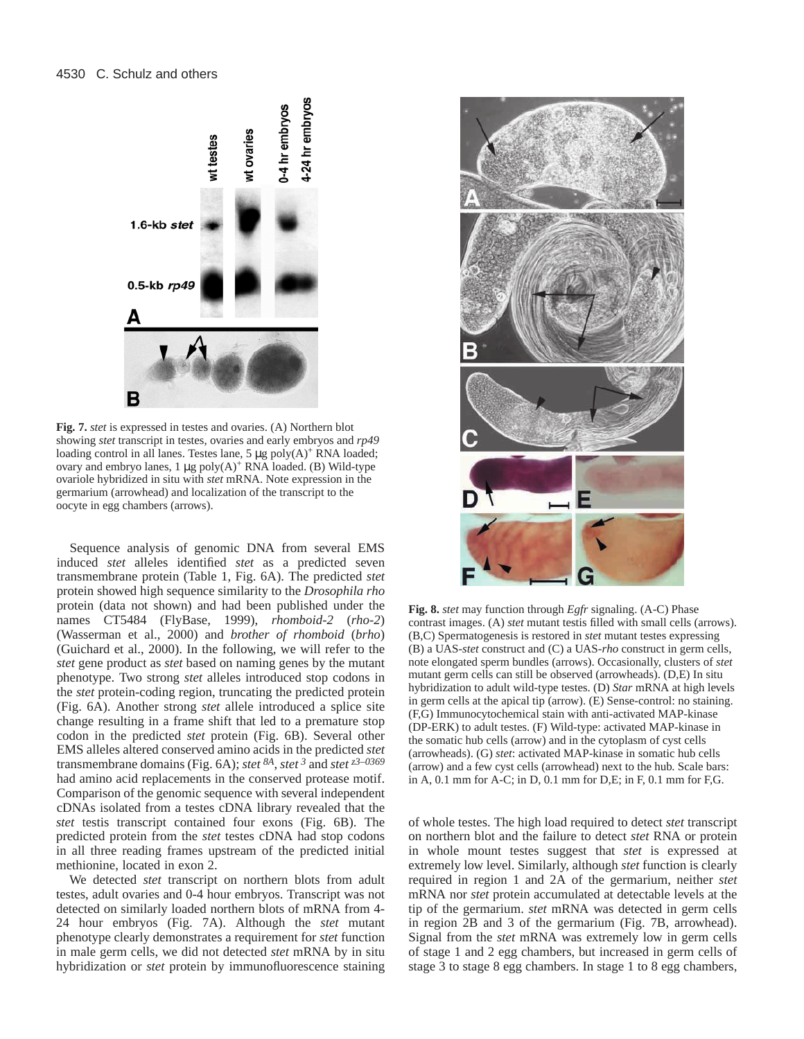**Fig. 7.** *stet* is expressed in testes and ovaries. (A) Northern blot showing *stet* transcript in testes, ovaries and early embryos and *rp49* loading control in all lanes. Testes lane, 5 μg poly(A)$^+$ RNA loaded; ovary and embryo lanes, 1 μg poly(A)$^+$ RNA loaded. (B) Wild-type ovariole hybridized in situ with *stet* mRNA. Note expression in the germarium (arrowhead) and localization of the transcript to the oocyte in egg chambers (arrows).

Sequence analysis of genomic DNA from several EMS induced *stet* alleles identified *stet* as a predicted seven transmembrane protein (Table 1, Fig. 6A). The predicted *stet* protein showed high sequence similarity to the *Drosophila rho* protein (data not shown) and had been published under the names CT5484 (FlyBase, 1999), *rhomboid-2* (*rho-2*) (Wasserman et al., 2000) and *brother of rhomboid* (*brho*) (Guichard et al., 2000). In the following, we will refer to the *stet* gene product as *stet* based on naming genes by the mutant phenotype. Two strong *stet* alleles introduced stop codons in the *stet* protein-coding region, truncating the predicted protein (Fig. 6A). Another strong *stet* allele introduced a splice site change resulting in a frame shift that led to a premature stop codon in the predicted *stet* protein (Fig. 6B). Several other EMS alleles altered conserved amino acids in the predicted *stet* transmembrane domains (Fig. 6A); *stet*$^{8A}$, *stet*$^{3}$ and *stet*$^{z3-0369}$ had amino acid replacements in the conserved protease motif. Comparison of the genomic sequence with several independent cDNAs isolated from a testes cDNA library revealed that the *stet* testis transcript contained four exons (Fig. 6B). The predicted protein from the *stet* testes cDNA had stop codons in all three reading frames upstream of the predicted initial methionine, located in exon 2.

We detected *stet* transcript on northern blots from adult testes, adult ovaries and 0-4 hour embryos. Transcript was not detected on similarly loaded northern blots of mRNA from 4-24 hour embryos (Fig. 7A). Although the *stet* mutant phenotype clearly demonstrates a requirement for *stet* function in male germ cells, we did not detect *stet* mRNA by in situ hybridization or *stet* protein by immunofluorescence staining of whole testes. The high load required to detect *stet* transcript on northern blot and the failure to detect *stet* RNA or protein in whole mount testes suggest that *stet* is expressed at extremely low level. Similarly, although *stet* function is clearly required in region 1 and 2A of the germarium, neither *stet* mRNA nor *stet* protein accumulated at detectable levels at the tip of the germarium. *stet* mRNA was detected in germ cells in region 2B and 3 of the germarium (Fig. 7B, arrowhead). Signal from the *stet* mRNA was extremely low in germ cells of stage 1 and 2 egg chambers, but increased in germ cells of stage 3 to stage 8 egg chambers. In stage 1 to 8 egg chambers,

**Fig. 8.** *stet* may function through *Egfr* signaling. (A-C) Phase contrast images. (A) *stet* mutant testis filled with small cells (arrows). (B,C) Spermatogenesis is restored in *stet* mutant testes expressing (B) a UAS-*stet* construct and (C) a UAS-*rho* construct in germ cells, note elongated sperm bundles (arrows). Occasionally, clusters of *stet* mutant germ cells can still be observed (arrowheads). (D,E) In situ hybridization to adult wild-type testes. (D) *Star* mRNA at high levels in germ cells at the apical tip (arrow). (E) Sense-control: no staining. (F,G) Immunocytochemical stain with anti-activated MAP-kinase (DP-ERK) to adult testes. (F) Wild-type: activated MAP-kinase in the somatic hub cells (arrow) and in the cytoplasm of cyst cells (arrowheads). (G) *stet*: activated MAP-kinase in somatic hub cells (arrow) and a few cyst cells (arrowhead) next to the hub. Scale bars: in A, 0.1 mm for A-C; in D, 0.1 mm for D,E; in F, 0.1 mm for F,G.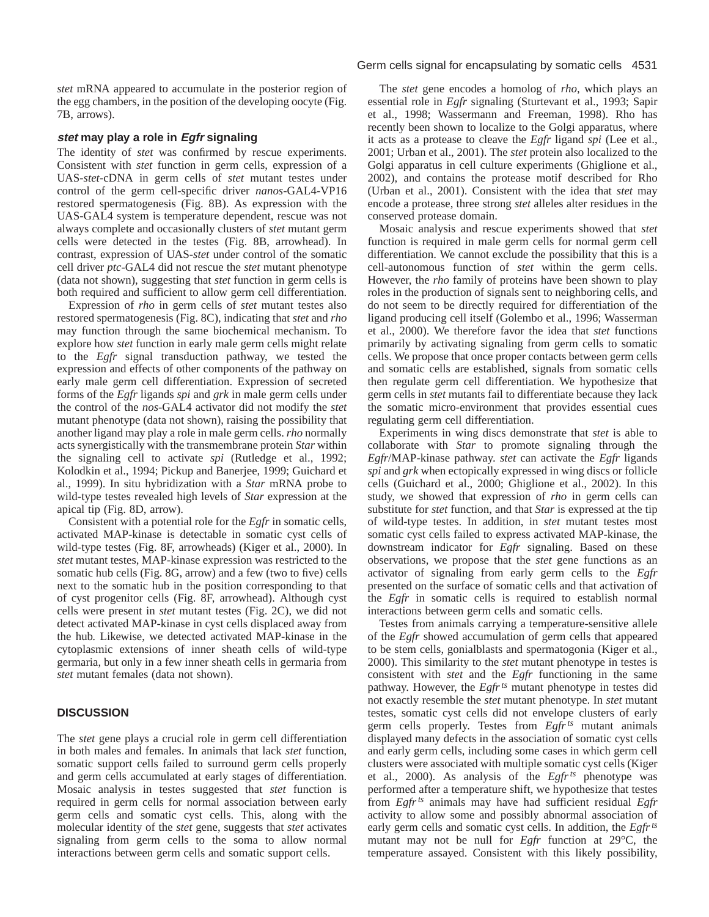*stet* mRNA appeared to accumulate in the posterior region of the egg chambers, in the position of the developing oocyte (Fig. 7B, arrows).

### *stet* may play a role in *Egfr* signaling

The identity of *stet* was confirmed by rescue experiments. Consistent with *stet* function in germ cells, expression of a UAS-*stet*-cDNA in germ cells of *stet* mutant testes under control of the germ cell-specific driver *nanos*-GAL4-VP16 restored spermatogenesis (Fig. 8B). As expression with the UAS-GAL4 system is temperature dependent, rescue was not always complete and occasionally clusters of *stet* mutant germ cells were detected in the testes (Fig. 8B, arrowhead). In contrast, expression of UAS-*stet* under control of the somatic cell driver *ptc*-GAL4 did not rescue the *stet* mutant phenotype (data not shown), suggesting that *stet* function in germ cells is both required and sufficient to allow germ cell differentiation.

Expression of *rho* in germ cells of *stet* mutant testes also restored spermatogenesis (Fig. 8C), indicating that *stet* and *rho* may function through the same biochemical mechanism. To explore how *stet* function in early male germ cells might relate to the *Egfr* signal transduction pathway, we tested the expression and effects of other components of the pathway on early male germ cell differentiation. Expression of secreted forms of the *Egfr* ligands *spi* and *grk* in male germ cells under the control of the *nos*-GAL4 activator did not modify the *stet* mutant phenotype (data not shown), raising the possibility that another ligand may play a role in male germ cells. *rho* normally acts synergistically with the transmembrane protein *Star* within the signaling cell to activate *spi* (Rutledge et al., 1992; Kolodkin et al., 1994; Pickup and Banerjee, 1999; Guichard et al., 1999). In situ hybridization with a *Star* mRNA probe to wild-type testes revealed high levels of *Star* expression at the apical tip (Fig. 8D, arrow).

Consistent with a potential role for the *Egfr* in somatic cells, activated MAP-kinase is detectable in somatic cyst cells of wild-type testes (Fig. 8F, arrowheads) (Kiger et al., 2000). In *stet* mutant testes, MAP-kinase expression was restricted to the somatic hub cells (Fig. 8G, arrow) and a few (two to five) cells next to the somatic hub in the position corresponding to that of cyst progenitor cells (Fig. 8F, arrowhead). Although cyst cells were present in *stet* mutant testes (Fig. 2C), we did not detect activated MAP-kinase in cyst cells displaced away from the hub. Likewise, we detected activated MAP-kinase in the cytoplasmic extensions of inner sheath cells of wild-type germaria, but only in a few inner sheath cells in germaria from *stet* mutant females (data not shown).

## DISCUSSION

The *stet* gene plays a crucial role in germ cell differentiation in both males and females. In animals that lack *stet* function, somatic support cells failed to surround germ cells properly and germ cells accumulated at early stages of differentiation. Mosaic analysis in testes suggested that *stet* function is required in germ cells for normal association between early germ cells and somatic cyst cells. This, along with the molecular identity of the *stet* gene, suggests that *stet* activates signaling from germ cells to the soma to allow normal interactions between germ cells and somatic support cells.

The *stet* gene encodes a homolog of *rho*, which plays an essential role in *Egfr* signaling (Sturtevant et al., 1993; Sapir et al., 1998; Wassermann and Freeman, 1998). Rho has recently been shown to localize to the Golgi apparatus, where it acts as a protease to cleave the *Egfr* ligand *spi* (Lee et al., 2001; Urban et al., 2001). The *stet* protein also localized to the Golgi apparatus in cell culture experiments (Ghiglione et al., 2002), and contains the protease motif described for Rho (Urban et al., 2001). Consistent with the idea that *stet* may encode a protease, three strong *stet* alleles alter residues in the conserved protease domain.

Mosaic analysis and rescue experiments showed that *stet* function is required in male germ cells for normal germ cell differentiation. We cannot exclude the possibility that this is a cell-autonomous function of *stet* within the germ cells. However, the *rho* family of proteins have been shown to play roles in the production of signals sent to neighboring cells, and do not seem to be directly required for differentiation of the ligand producing cell itself (Golembo et al., 1996; Wasserman et al., 2000). We therefore favor the idea that *stet* functions primarily by activating signaling from germ cells to somatic cells. We propose that once proper contacts between germ cells and somatic cells are established, signals from somatic cells then regulate germ cell differentiation. We hypothesize that germ cells in *stet* mutants fail to differentiate because they lack the somatic micro-environment that provides essential cues regulating germ cell differentiation.

Experiments in wing discs demonstrate that *stet* is able to collaborate with *Star* to promote signaling through the *Egfr*/MAP-kinase pathway. *stet* can activate the *Egfr* ligands *spi* and *grk* when ectopically expressed in wing discs or follicle cells (Guichard et al., 2000; Ghiglione et al., 2002). In this study, we showed that expression of *rho* in germ cells can substitute for *stet* function, and that *Star* is expressed at the tip of wild-type testes. In addition, in *stet* mutant testes most somatic cyst cells failed to express activated MAP-kinase, the downstream indicator for *Egfr* signaling. Based on these observations, we propose that the *stet* gene functions as an activator of signaling from early germ cells to the *Egfr* presented on the surface of somatic cells and that activation of the *Egfr* in somatic cells is required to establish normal interactions between germ cells and somatic cells.

Testes from animals carrying a temperature-sensitive allele of the *Egfr* showed accumulation of germ cells that appeared to be stem cells, gonialblasts and spermatogonia (Kiger et al., 2000). This similarity to the *stet* mutant phenotype in testes is consistent with *stet* and the *Egfr* functioning in the same pathway. However, the *Egfr*$^{ts}$ mutant phenotype in testes did not exactly resemble the *stet* mutant phenotype. In *stet* mutant testes, somatic cyst cells did not envelope clusters of early germ cells properly. Testes from *Egfr*$^{ts}$ mutant animals displayed many defects in the association of somatic cyst cells and early germ cells, including some cases in which germ cell clusters were associated with multiple somatic cyst cells (Kiger et al., 2000). As analysis of the *Egfr*$^{ts}$ phenotype was performed after a temperature shift, we hypothesize that testes from *Egfr*$^{ts}$ animals may have had sufficient residual *Egfr* activity to allow some and possibly abnormal association of early germ cells and somatic cyst cells. In addition, the *Egfr*$^{ts}$ mutant may not be null for *Egfr* function at 29°C, the temperature assayed. Consistent with this likely possibility,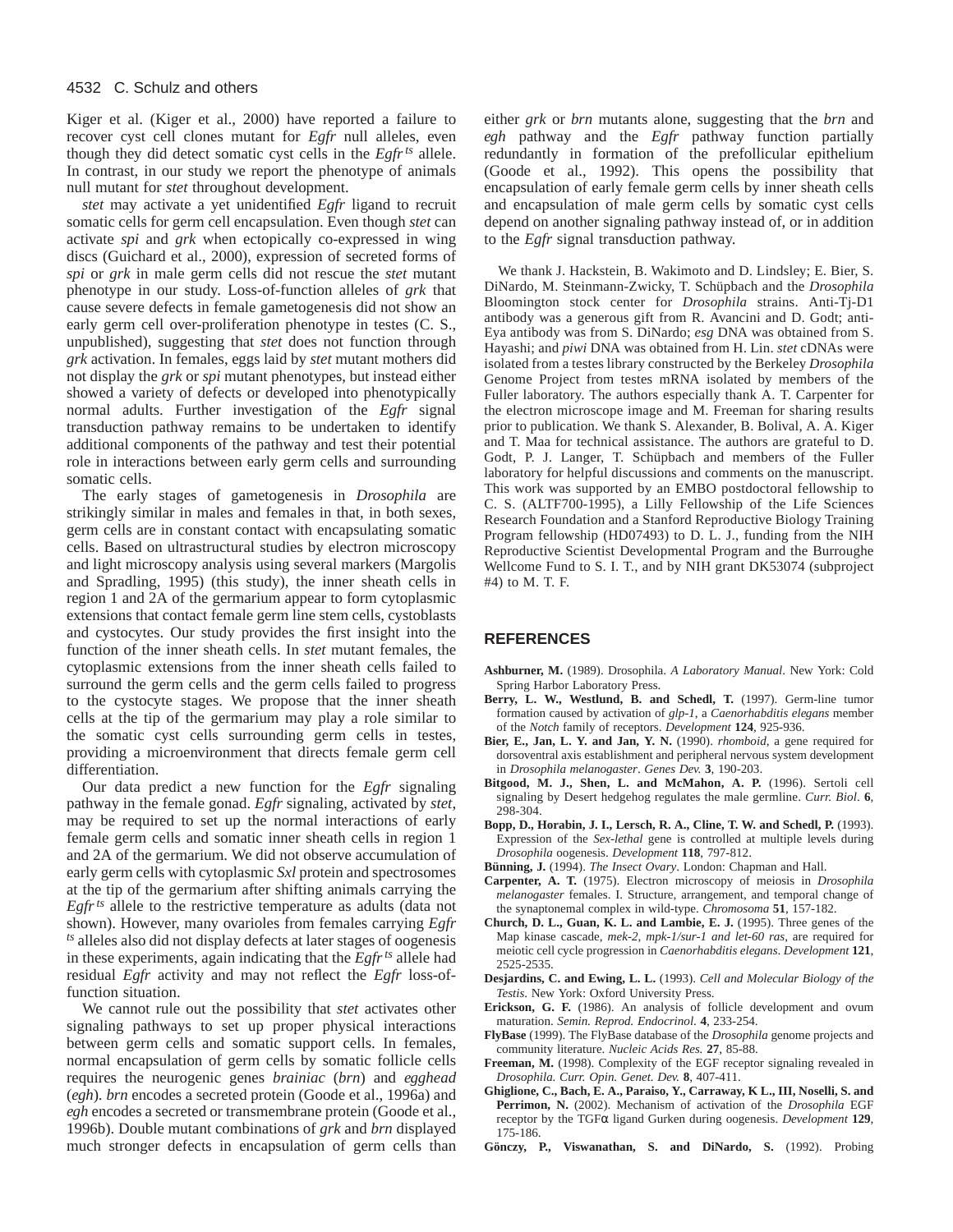Kiger et al. (Kiger et al., 2000) have reported a failure to recover cyst cell clones mutant for *Egfr* null alleles, even though they did detect somatic cyst cells in the *Egfr*$^{ts}$ allele. In contrast, in our study we report the phenotype of animals null mutant for *stet* throughout development.

*stet* may activate a yet unidentified *Egfr* ligand to recruit somatic cells for germ cell encapsulation. Even though *stet* can activate *spi* and *grk* when ectopically co-expressed in wing discs (Guichard et al., 2000), expression of secreted forms of *spi* or *grk* in male germ cells did not rescue the *stet* mutant phenotype in our study. Loss-of-function alleles of *grk* that cause severe defects in female gametogenesis did not show an early germ cell over-proliferation phenotype in testes (C. S., unpublished), suggesting that *stet* does not function through *grk* activation. In females, eggs laid by *stet* mutant mothers did not display the *grk* or *spi* mutant phenotypes, but instead either showed a variety of defects or developed into phenotypically normal adults. Further investigation of the *Egfr* signal transduction pathway remains to be undertaken to identify additional components of the pathway and test their potential role in interactions between early germ cells and surrounding somatic cells.

The early stages of gametogenesis in *Drosophila* are strikingly similar in males and females in that, in both sexes, germ cells are in constant contact with encapsulating somatic cells. Based on ultrastructural studies by electron microscopy and light microscopy analysis using several markers (Margolis and Spradling, 1995) (this study), the inner sheath cells in region 1 and 2A of the germarium appear to form cytoplasmic extensions that contact female germ line stem cells, cystoblasts and cystocytes. Our study provides the first insight into the function of the inner sheath cells. In *stet* mutant females, the cytoplasmic extensions from the inner sheath cells failed to surround the germ cells and the germ cells failed to progress to the cystocyte stages. We propose that the inner sheath cells at the tip of the germarium may play a role similar to the somatic cyst cells surrounding germ cells in testes, providing a microenvironment that directs female germ cell differentiation.

Our data predict a new function for the *Egfr* signaling pathway in the female gonad. *Egfr* signaling, activated by *stet*, may be required to set up the normal interactions of early female germ cells and somatic inner sheath cells in region 1 and 2A of the germarium. We did not observe accumulation of early germ cells with cytoplasmic *Sxl* protein and spectrosomes at the tip of the germarium after shifting animals carrying the *Egfr*$^{ts}$ allele to the restrictive temperature as adults (data not shown). However, many ovarioles from females carrying *Egfr*$^{ts}$ alleles also did not display defects at later stages of oogenesis in these experiments, again indicating that the *Egfr*$^{ts}$ allele had residual *Egfr* activity and may not reflect the *Egfr* loss-of-function situation.

We cannot rule out the possibility that *stet* activates other signaling pathways to set up proper physical interactions between germ cells and somatic support cells. In females, normal encapsulation of germ cells by somatic follicle cells requires the neurogenic genes *brainiac* (*brn*) and *egghead* (*egh*). *brn* encodes a secreted protein (Goode et al., 1996a) and *egh* encodes a secreted or transmembrane protein (Goode et al., 1996b). Double mutant combinations of *grk* and *brn* displayed much stronger defects in encapsulation of germ cells than either *grk* or *brn* mutants alone, suggesting that the *brn* and *egh* pathway and the *Egfr* pathway function partially redundantly in formation of the prefollicular epithelium (Goode et al., 1992). This opens the possibility that encapsulation of early female germ cells by inner sheath cells and encapsulation of male germ cells by somatic cyst cells depend on another signaling pathway instead of, or in addition to the *Egfr* signal transduction pathway.

We thank J. Hackstein, B. Wakimoto and D. Lindsley; E. Bier, S. DiNardo, M. Steinmann-Zwicky, T. Schüpbach and the *Drosophila* Bloomington stock center for *Drosophila* strains. Anti-Tj-D1 antibody was a generous gift from R. Avancini and D. Godt; anti-Eya antibody was from S. DiNardo; *esg* DNA was obtained from S. Hayashi; and *piwi* DNA was obtained from H. Lin. *stet* cDNAs were isolated from a testes library constructed by the Berkeley *Drosophila* Genome Project from testes mRNA isolated by members of the Fuller laboratory. The authors especially thank A. T. Carpenter for the electron microscope image and M. Freeman for sharing results prior to publication. We thank S. Alexander, B. Bolival, A. A. Kiger and T. Maa for technical assistance. The authors are grateful to D. Godt, P. J. Langer, T. Schüpbach and members of the Fuller laboratory for helpful discussions and comments on the manuscript. This work was supported by an EMBO postdoctoral fellowship to C. S. (ALTF700-1995), a Lilly Fellowship of the Life Sciences Research Foundation and a Stanford Reproductive Biology Training Program fellowship (HD07493) to D. L. J., funding from the NIH Reproductive Scientist Developmental Program and the Burroughe Wellcome Fund to S. I. T., and by NIH grant DK53074 (subproject #4) to M. T. F.

## REFERENCES

**Ashburner, M.** (1989). Drosophila. *A Laboratory Manual*. New York: Cold Spring Harbor Laboratory Press.

**Berry, L. W., Westlund, B. and Schedl, T.** (1997). Germ-line tumor formation caused by activation of *glp-1*, a *Caenorhabditis elegans* member of the *Notch* family of receptors. *Development* **124**, 925-936.

**Bier, E., Jan, L. Y. and Jan, Y. N.** (1990). *rhomboid*, a gene required for dorsoventral axis establishment and peripheral nervous system development in *Drosophila melanogaster*. *Genes Dev.* **3**, 190-203.

**Bitgood, M. J., Shen, L. and McMahon, A. P.** (1996). Sertoli cell signaling by Desert hedgehog regulates the male germline. *Curr. Biol.* **6**, 298-304.

**Bopp, D., Horabin, J. I., Lersch, R. A., Cline, T. W. and Schedl, P.** (1993). Expression of the *Sex-lethal* gene is controlled at multiple levels during *Drosophila* oogenesis. *Development* **118**, 797-812.

**Bünning, J.** (1994). *The Insect Ovary*. London: Chapman and Hall.

**Carpenter, A. T.** (1975). Electron microscopy of meiosis in *Drosophila melanogaster* females. I. Structure, arrangement, and temporal change of the synaptonemal complex in wild-type. *Chromosoma* **51**, 157-182.

**Church, D. L., Guan, K. L. and Lambie, E. J.** (1995). Three genes of the Map kinase cascade, *mek-2, mpk-1/sur-1 and let-60 ras*, are required for meiotic cell cycle progression in *Caenorhabditis elegans*. *Development* **121**, 2525-2535.

**Desjardins, C. and Ewing, L. L.** (1993). *Cell and Molecular Biology of the Testis*. New York: Oxford University Press.

**Erickson, G. F.** (1986). An analysis of follicle development and ovum maturation. *Semin. Reprod. Endocrinol.* **4**, 233-254.

**FlyBase** (1999). The FlyBase database of the *Drosophila* genome projects and community literature. *Nucleic Acids Res.* **27**, 85-88.

**Freeman, M.** (1998). Complexity of the EGF receptor signaling revealed in *Drosophila*. *Curr. Opin. Genet. Dev.* **8**, 407-411.

**Ghiglione, C., Bach, E. A., Paraiso, Y., Carraway, K L., III, Noselli, S. and Perrimon, N.** (2002). Mechanism of activation of the *Drosophila* EGF receptor by the TGFα ligand Gurken during oogenesis. *Development* **129**, 175-186.

**Gönczy, P., Viswanathan, S. and DiNardo, S.** (1992). Probing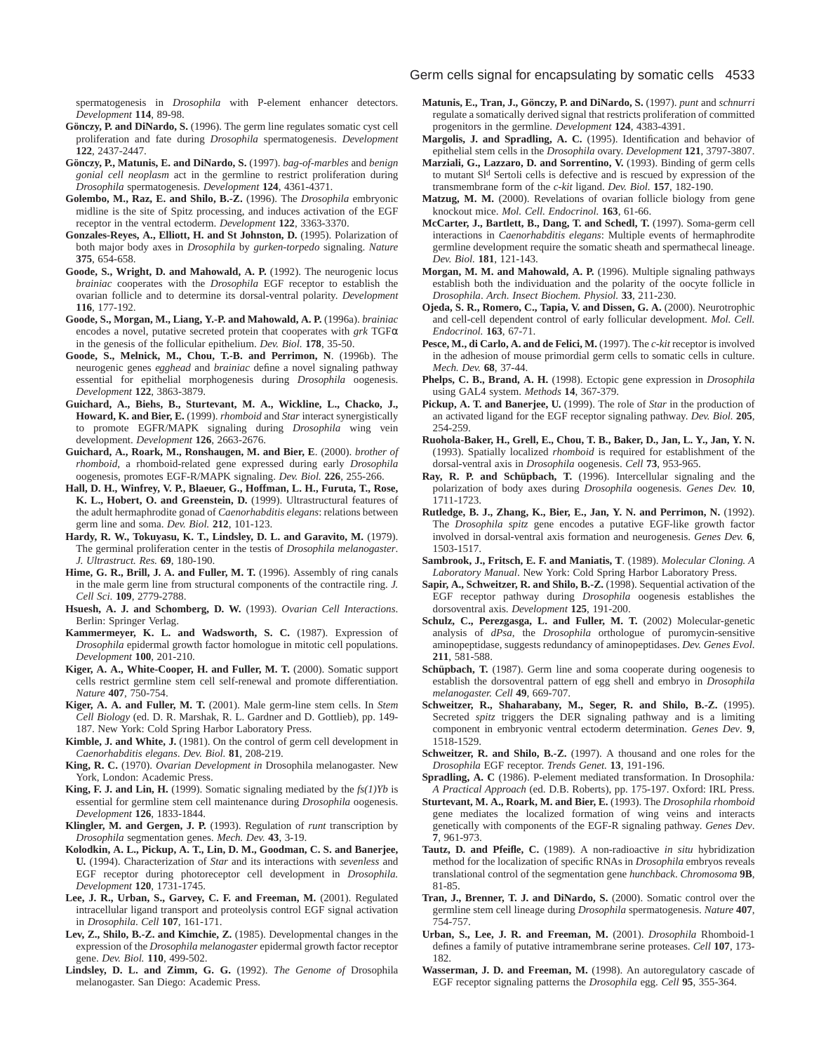spermatogenesis in *Drosophila* with P-element enhancer detectors. *Development* **114**, 89-98.

**Gönczy, P. and DiNardo, S.** (1996). The germ line regulates somatic cyst cell proliferation and fate during *Drosophila* spermatogenesis. *Development* **122**, 2437-2447.

**Gönczy, P., Matunis, E. and DiNardo, S.** (1997). *bag-of-marbles* and *benign gonial cell neoplasm* act in the germline to restrict proliferation during *Drosophila* spermatogenesis. *Development* **124**, 4361-4371.

**Golembo, M., Raz, E. and Shilo, B.-Z.** (1996). The *Drosophila* embryonic midline is the site of Spitz processing, and induces activation of the EGF receptor in the ventral ectoderm. *Development* **122**, 3363-3370.

**Gonzales-Reyes, A., Elliott, H. and St Johnston, D.** (1995). Polarization of both major body axes in *Drosophila* by *gurken-torpedo* signaling. *Nature* **375**, 654-658.

**Goode, S., Wright, D. and Mahowald, A. P.** (1992). The neurogenic locus *brainiac* cooperates with the *Drosophila* EGF receptor to establish the ovarian follicle and to determine its dorsal-ventral polarity. *Development* **116**, 177-192.

**Goode, S., Morgan, M., Liang, Y.-P. and Mahowald, A. P.** (1996a). *brainiac* encodes a novel, putative secreted protein that cooperates with *grk* TGFα in the genesis of the follicular epithelium. *Dev. Biol.* **178**, 35-50.

**Goode, S., Melnick, M., Chou, T.-B. and Perrimon, N**. (1996b). The neurogenic genes *egghead* and *brainiac* define a novel signaling pathway essential for epithelial morphogenesis during *Drosophila* oogenesis. *Development* **122**, 3863-3879.

**Guichard, A., Biehs, B., Sturtevant, M. A., Wickline, L., Chacko, J., Howard, K. and Bier, E.** (1999). *rhomboid* and *Star* interact synergistically to promote EGFR/MAPK signaling during *Drosophila* wing vein development. *Development* **126**, 2663-2676.

**Guichard, A., Roark, M., Ronshaugen, M. and Bier, E**. (2000). *brother of rhomboid*, a rhomboid-related gene expressed during early *Drosophila* oogenesis, promotes EGF-R/MAPK signaling. *Dev. Biol.* **226**, 255-266.

**Hall, D. H., Winfrey, V. P., Blaeuer, G., Hoffman, L. H., Furuta, T., Rose, K. L., Hobert, O. and Greenstein, D.** (1999). Ultrastructural features of the adult hermaphrodite gonad of *Caenorhabditis elegans*: relations between germ line and soma. *Dev. Biol.* **212**, 101-123.

**Hardy, R. W., Tokuyasu, K. T., Lindsley, D. L. and Garavito, M.** (1979). The germinal proliferation center in the testis of *Drosophila melanogaster*. *J. Ultrastruct. Res.* **69**, 180-190.

**Hime, G. R., Brill, J. A. and Fuller, M. T.** (1996). Assembly of ring canals in the male germ line from structural components of the contractile ring. *J. Cell Sci.* **109**, 2779-2788.

**Hsuesh, A. J. and Schomberg, D. W.** (1993). *Ovarian Cell Interactions*. Berlin: Springer Verlag.

**Kammermeyer, K. L. and Wadsworth, S. C.** (1987). Expression of *Drosophila* epidermal growth factor homologue in mitotic cell populations. *Development* **100**, 201-210.

**Kiger, A. A., White-Cooper, H. and Fuller, M. T.** (2000). Somatic support cells restrict germline stem cell self-renewal and promote differentiation. *Nature* **407**, 750-754.

**Kiger, A. A. and Fuller, M. T.** (2001). Male germ-line stem cells. In *Stem Cell Biology* (ed. D. R. Marshak, R. L. Gardner and D. Gottlieb), pp. 149-187. New York: Cold Spring Harbor Laboratory Press.

**Kimble, J. and White, J.** (1981). On the control of germ cell development in *Caenorhabditis elegans*. *Dev. Biol.* **81**, 208-219.

**King, R. C.** (1970). *Ovarian Development in* Drosophila melanogaster. New York, London: Academic Press.

**King, F. J. and Lin, H.** (1999). Somatic signaling mediated by the *fs(1)Yb* is essential for germline stem cell maintenance during *Drosophila* oogenesis. *Development* **126**, 1833-1844.

**Klingler, M. and Gergen, J. P.** (1993). Regulation of *runt* transcription by *Drosophila* segmentation genes. *Mech. Dev.* **43**, 3-19.

**Kolodkin, A. L., Pickup, A. T., Lin, D. M., Goodman, C. S. and Banerjee, U.** (1994). Characterization of *Star* and its interactions with *sevenless* and EGF receptor during photoreceptor cell development in *Drosophila. Development* **120**, 1731-1745.

**Lee, J. R., Urban, S., Garvey, C. F. and Freeman, M.** (2001). Regulated intracellular ligand transport and proteolysis control EGF signal activation in *Drosophila*. *Cell* **107**, 161-171.

**Lev, Z., Shilo, B.-Z. and Kimchie, Z.** (1985). Developmental changes in the expression of the *Drosophila melanogaster* epidermal growth factor receptor gene. *Dev. Biol.* **110**, 499-502.

**Lindsley, D. L. and Zimm, G. G.** (1992). *The Genome of* Drosophila melanogaster. San Diego: Academic Press.

**Matunis, E., Tran, J., Gönczy, P. and DiNardo, S.** (1997). *punt* and *schnurri* regulate a somatically derived signal that restricts proliferation of committed progenitors in the germline. *Development* **124**, 4383-4391.

**Margolis, J. and Spradling, A. C.** (1995). Identification and behavior of epithelial stem cells in the *Drosophila* ovary. *Development* **121**, 3797-3807.

**Marziali, G., Lazzaro, D. and Sorrentino, V.** (1993). Binding of germ cells to mutant Sl[d] Sertoli cells is defective and is rescued by expression of the transmembrane form of the *c-kit* ligand. *Dev. Biol.* **157**, 182-190.

**Matzug, M. M.** (2000). Revelations of ovarian follicle biology from gene knockout mice. *Mol. Cell. Endocrinol.* **163**, 61-66.

**McCarter, J., Bartlett, B., Dang, T. and Schedl, T.** (1997). Soma-germ cell interactions in *Caenorhabditis elegans*: Multiple events of hermaphrodite germline development require the somatic sheath and spermathecal lineage. *Dev. Biol.* **181**, 121-143.

**Morgan, M. M. and Mahowald, A. P.** (1996). Multiple signaling pathways establish both the individuation and the polarity of the oocyte follicle in *Drosophila*. *Arch. Insect Biochem. Physiol.* **33**, 211-230.

**Ojeda, S. R., Romero, C., Tapia, V. and Dissen, G. A.** (2000). Neurotrophic and cell-cell dependent control of early follicular development. *Mol. Cell. Endocrinol.* **163**, 67-71.

**Pesce, M., di Carlo, A. and de Felici, M.** (1997). The *c-kit* receptor is involved in the adhesion of mouse primordial germ cells to somatic cells in culture. *Mech. Dev.* **68**, 37-44.

**Phelps, C. B., Brand, A. H.** (1998). Ectopic gene expression in *Drosophila* using GAL4 system. *Methods* **14**, 367-379.

**Pickup, A. T. and Banerjee, U.** (1999). The role of *Star* in the production of an activated ligand for the EGF receptor signaling pathway. *Dev. Biol.* **205**, 254-259.

**Ruohola-Baker, H., Grell, E., Chou, T. B., Baker, D., Jan, L. Y., Jan, Y. N.** (1993). Spatially localized *rhomboid* is required for establishment of the dorsal-ventral axis in *Drosophila* oogenesis. *Cell* **73**, 953-965.

**Ray, R. P. and Schüpbach, T.** (1996). Intercellular signaling and the polarization of body axes during *Drosophila* oogenesis. *Genes Dev.* **10**, 1711-1723.

**Rutledge, B. J., Zhang, K., Bier, E., Jan, Y. N. and Perrimon, N.** (1992). The *Drosophila spitz* gene encodes a putative EGF-like growth factor involved in dorsal-ventral axis formation and neurogenesis. *Genes Dev.* **6**, 1503-1517.

**Sambrook, J., Fritsch, E. F. and Maniatis, T**. (1989). *Molecular Cloning. A Laboratory Manual*. New York: Cold Spring Harbor Laboratory Press.

**Sapir, A., Schweitzer, R. and Shilo, B.-Z.** (1998). Sequential activation of the EGF receptor pathway during *Drosophila* oogenesis establishes the dorsoventral axis. *Development* **125**, 191-200.

**Schulz, C., Perezgasga, L. and Fuller, M. T.** (2002) Molecular-genetic analysis of *dPsa*, the *Drosophila* orthologue of puromycin-sensitive aminopeptidase, suggests redundancy of aminopeptidases. *Dev. Genes Evol*. **211**, 581-588.

**Schüpbach, T.** (1987). Germ line and soma cooperate during oogenesis to establish the dorsoventral pattern of egg shell and embryo in *Drosophila melanogaster. Cell* **49**, 669-707.

**Schweitzer, R., Shaharabany, M., Seger, R. and Shilo, B.-Z.** (1995). Secreted *spitz* triggers the DER signaling pathway and is a limiting component in embryonic ventral ectoderm determination. *Genes Dev*. **9**, 1518-1529.

**Schweitzer, R. and Shilo, B.-Z.** (1997). A thousand and one roles for the *Drosophila* EGF receptor. *Trends Genet.* **13**, 191-196.

**Spradling, A. C** (1986). P-element mediated transformation. In Drosophila*: A Practical Approach* (ed. D.B. Roberts), pp. 175-197. Oxford: IRL Press.

**Sturtevant, M. A., Roark, M. and Bier, E.** (1993). The *Drosophila rhomboid* gene mediates the localized formation of wing veins and interacts genetically with components of the EGF-R signaling pathway. *Genes Dev*. **7**, 961-973.

**Tautz, D. and Pfeifle, C.** (1989). A non-radioactive *in situ* hybridization method for the localization of specific RNAs in *Drosophila* embryos reveals translational control of the segmentation gene *hunchback*. *Chromosoma* **9B**, 81-85.

**Tran, J., Brenner, T. J. and DiNardo, S.** (2000). Somatic control over the germline stem cell lineage during *Drosophila* spermatogenesis. *Nature* **407**, 754-757.

**Urban, S., Lee, J. R. and Freeman, M.** (2001). *Drosophila* Rhomboid-1 defines a family of putative intramembrane serine proteases. *Cell* **107**, 173-182.

**Wasserman, J. D. and Freeman, M.** (1998). An autoregulatory cascade of EGF receptor signaling patterns the *Drosophila* egg. *Cell* **95**, 355-364.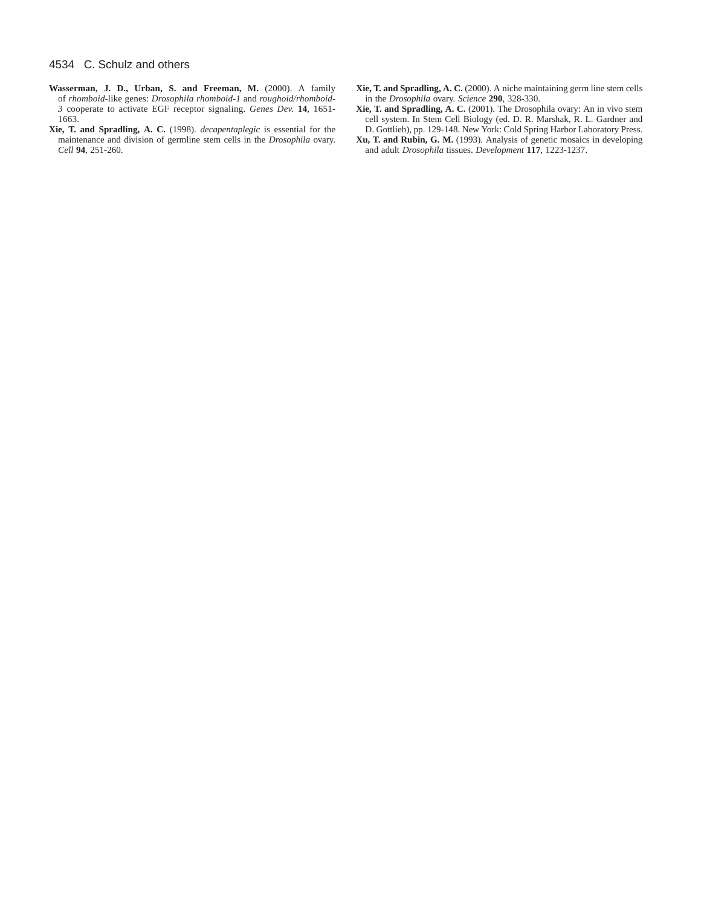**Wasserman, J. D., Urban, S. and Freeman, M.** (2000). A family of *rhomboid*-like genes: *Drosophila rhomboid-1* and *roughoid/rhomboid-3* cooperate to activate EGF receptor signaling. *Genes Dev.* **14**, 1651-1663.

**Xie, T. and Spradling, A. C.** (1998). *decapentaplegic* is essential for the maintenance and division of germline stem cells in the *Drosophila* ovary. *Cell* **94**, 251-260.

**Xie, T. and Spradling, A. C.** (2000). A niche maintaining germ line stem cells in the *Drosophila* ovary. *Science* **290**, 328-330.

**Xie, T. and Spradling, A. C.** (2001). The Drosophila ovary: An in vivo stem cell system. In Stem Cell Biology (ed. D. R. Marshak, R. L. Gardner and D. Gottlieb), pp. 129-148. New York: Cold Spring Harbor Laboratory Press.

**Xu, T. and Rubin, G. M.** (1993). Analysis of genetic mosaics in developing and adult *Drosophila* tissues. *Development* **117**, 1223-1237.